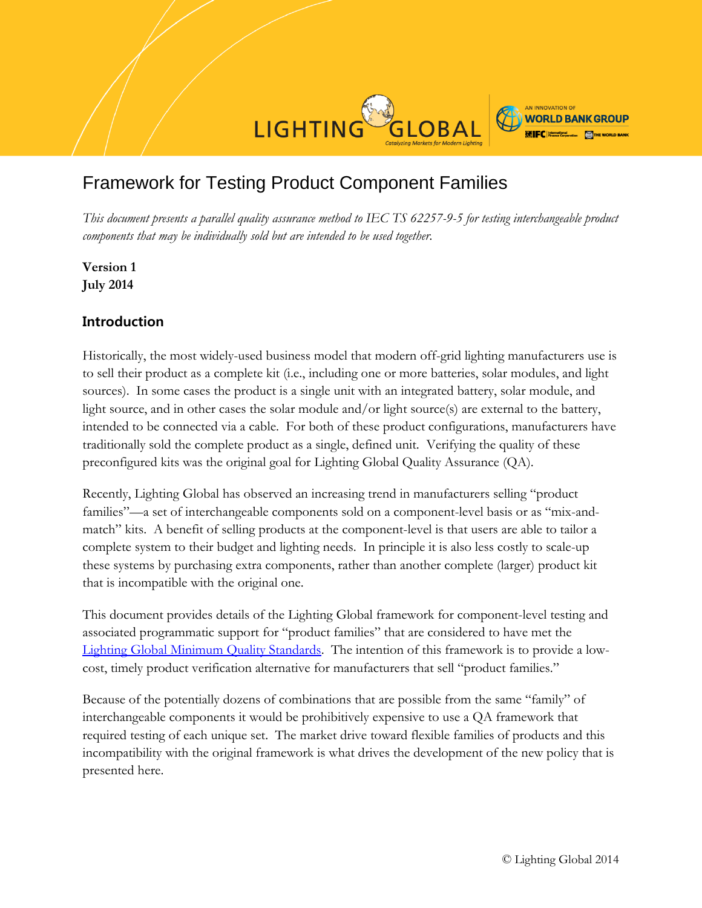# Framework for Testing Product Component Families

*This document presents a parallel quality assurance method to IEC TS 62257-9-5 for testing interchangeable product components that may be individually sold but are intended to be used together.*

**Version 1**
**July 2014**

## Introduction

Historically, the most widely-used business model that modern off-grid lighting manufacturers use is to sell their product as a complete kit (i.e., including one or more batteries, solar modules, and light sources). In some cases the product is a single unit with an integrated battery, solar module, and light source, and in other cases the solar module and/or light source(s) are external to the battery, intended to be connected via a cable. For both of these product configurations, manufacturers have traditionally sold the complete product as a single, defined unit. Verifying the quality of these preconfigured kits was the original goal for Lighting Global Quality Assurance (QA).

Recently, Lighting Global has observed an increasing trend in manufacturers selling "product families"—a set of interchangeable components sold on a component-level basis or as "mix-and-match" kits. A benefit of selling products at the component-level is that users are able to tailor a complete system to their budget and lighting needs. In principle it is also less costly to scale-up these systems by purchasing extra components, rather than another complete (larger) product kit that is incompatible with the original one.

This document provides details of the Lighting Global framework for component-level testing and associated programmatic support for "product families" that are considered to have met the [Lighting Global Minimum Quality Standards](). The intention of this framework is to provide a low-cost, timely product verification alternative for manufacturers that sell "product families."

Because of the potentially dozens of combinations that are possible from the same "family" of interchangeable components it would be prohibitively expensive to use a QA framework that required testing of each unique set. The market drive toward flexible families of products and this incompatibility with the original framework is what drives the development of the new policy that is presented here.

© Lighting Global 2014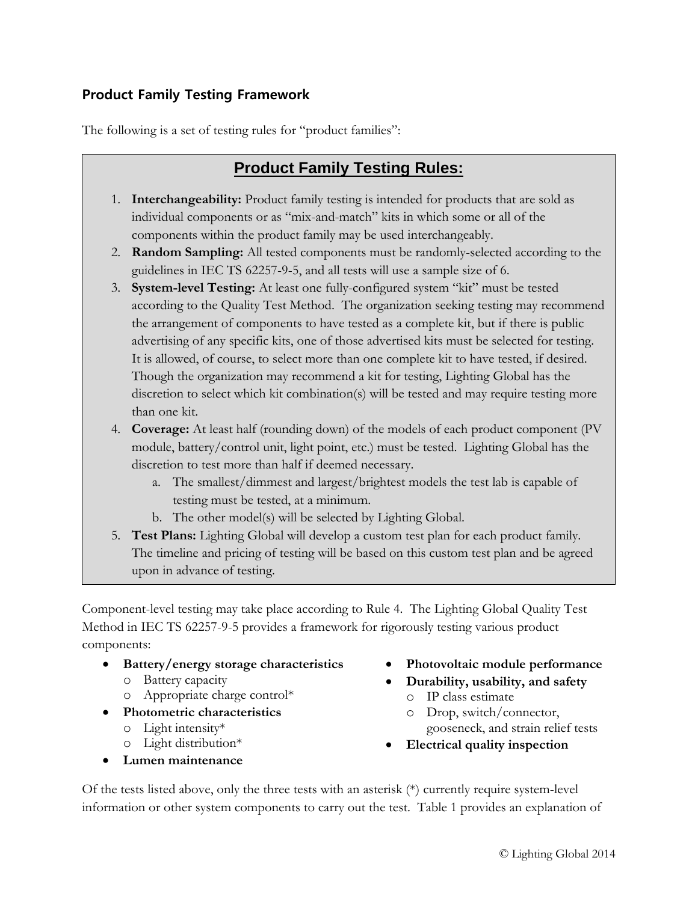## Product Family Testing Framework

The following is a set of testing rules for "product families":

### Product Family Testing Rules:

1. **Interchangeability:** Product family testing is intended for products that are sold as individual components or as "mix-and-match" kits in which some or all of the components within the product family may be used interchangeably.
2. **Random Sampling:** All tested components must be randomly-selected according to the guidelines in IEC TS 62257-9-5, and all tests will use a sample size of 6.
3. **System-level Testing:** At least one fully-configured system "kit" must be tested according to the Quality Test Method. The organization seeking testing may recommend the arrangement of components to have tested as a complete kit, but if there is public advertising of any specific kits, one of those advertised kits must be selected for testing. It is allowed, of course, to select more than one complete kit to have tested, if desired. Though the organization may recommend a kit for testing, Lighting Global has the discretion to select which kit combination(s) will be tested and may require testing more than one kit.
4. **Coverage:** At least half (rounding down) of the models of each product component (PV module, battery/control unit, light point, etc.) must be tested. Lighting Global has the discretion to test more than half if deemed necessary.
   a. The smallest/dimmest and largest/brightest models the test lab is capable of testing must be tested, at a minimum.
   b. The other model(s) will be selected by Lighting Global.
5. **Test Plans:** Lighting Global will develop a custom test plan for each product family. The timeline and pricing of testing will be based on this custom test plan and be agreed upon in advance of testing.

Component-level testing may take place according to Rule 4. The Lighting Global Quality Test Method in IEC TS 62257-9-5 provides a framework for rigorously testing various product components:

- **Battery/energy storage characteristics**
  - Battery capacity
  - Appropriate charge control*
- **Photometric characteristics**
  - Light intensity*
  - Light distribution*
- **Lumen maintenance**
- **Photovoltaic module performance**
- **Durability, usability, and safety**
  - IP class estimate
  - Drop, switch/connector, gooseneck, and strain relief tests
- **Electrical quality inspection**

Of the tests listed above, only the three tests with an asterisk (*) currently require system-level information or other system components to carry out the test. Table 1 provides an explanation of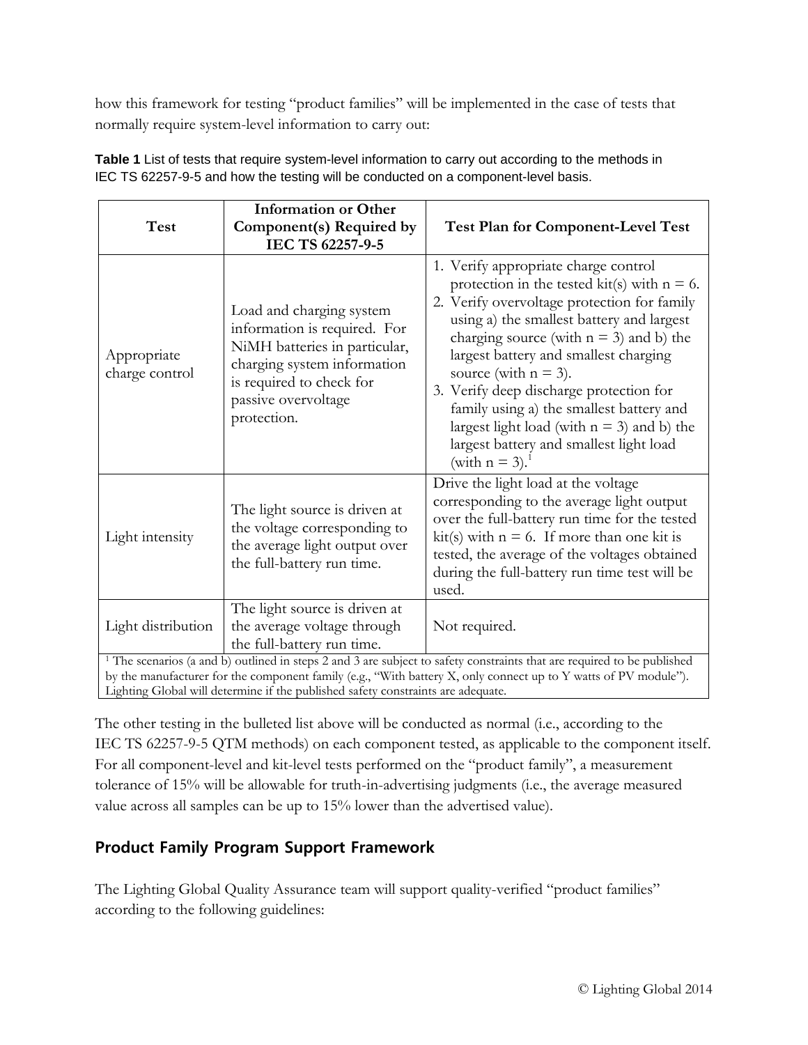how this framework for testing "product families" will be implemented in the case of tests that normally require system-level information to carry out:

**Table 1** List of tests that require system-level information to carry out according to the methods in IEC TS 62257-9-5 and how the testing will be conducted on a component-level basis.

| Test | Information or Other Component(s) Required by IEC TS 62257-9-5 | Test Plan for Component-Level Test |
|---|---|---|
| Appropriate charge control | Load and charging system information is required. For NiMH batteries in particular, charging system information is required to check for passive overvoltage protection. | 1. Verify appropriate charge control protection in the tested kit(s) with n = 6. 2. Verify overvoltage protection for family using a) the smallest battery and largest charging source (with n = 3) and b) the largest battery and smallest charging source (with n = 3). 3. Verify deep discharge protection for family using a) the smallest battery and largest light load (with n = 3) and b) the largest battery and smallest light load (with n = 3).[1] |
| Light intensity | The light source is driven at the voltage corresponding to the average light output over the full-battery run time. | Drive the light load at the voltage corresponding to the average light output over the full-battery run time for the tested kit(s) with n = 6. If more than one kit is tested, the average of the voltages obtained during the full-battery run time test will be used. |
| Light distribution | The light source is driven at the average voltage through the full-battery run time. | Not required. |

[1] The scenarios (a and b) outlined in steps 2 and 3 are subject to safety constraints that are required to be published by the manufacturer for the component family (e.g., "With battery X, only connect up to Y watts of PV module"). Lighting Global will determine if the published safety constraints are adequate.

The other testing in the bulleted list above will be conducted as normal (i.e., according to the IEC TS 62257-9-5 QTM methods) on each component tested, as applicable to the component itself. For all component-level and kit-level tests performed on the "product family", a measurement tolerance of 15% will be allowable for truth-in-advertising judgments (i.e., the average measured value across all samples can be up to 15% lower than the advertised value).

## Product Family Program Support Framework

The Lighting Global Quality Assurance team will support quality-verified "product families" according to the following guidelines: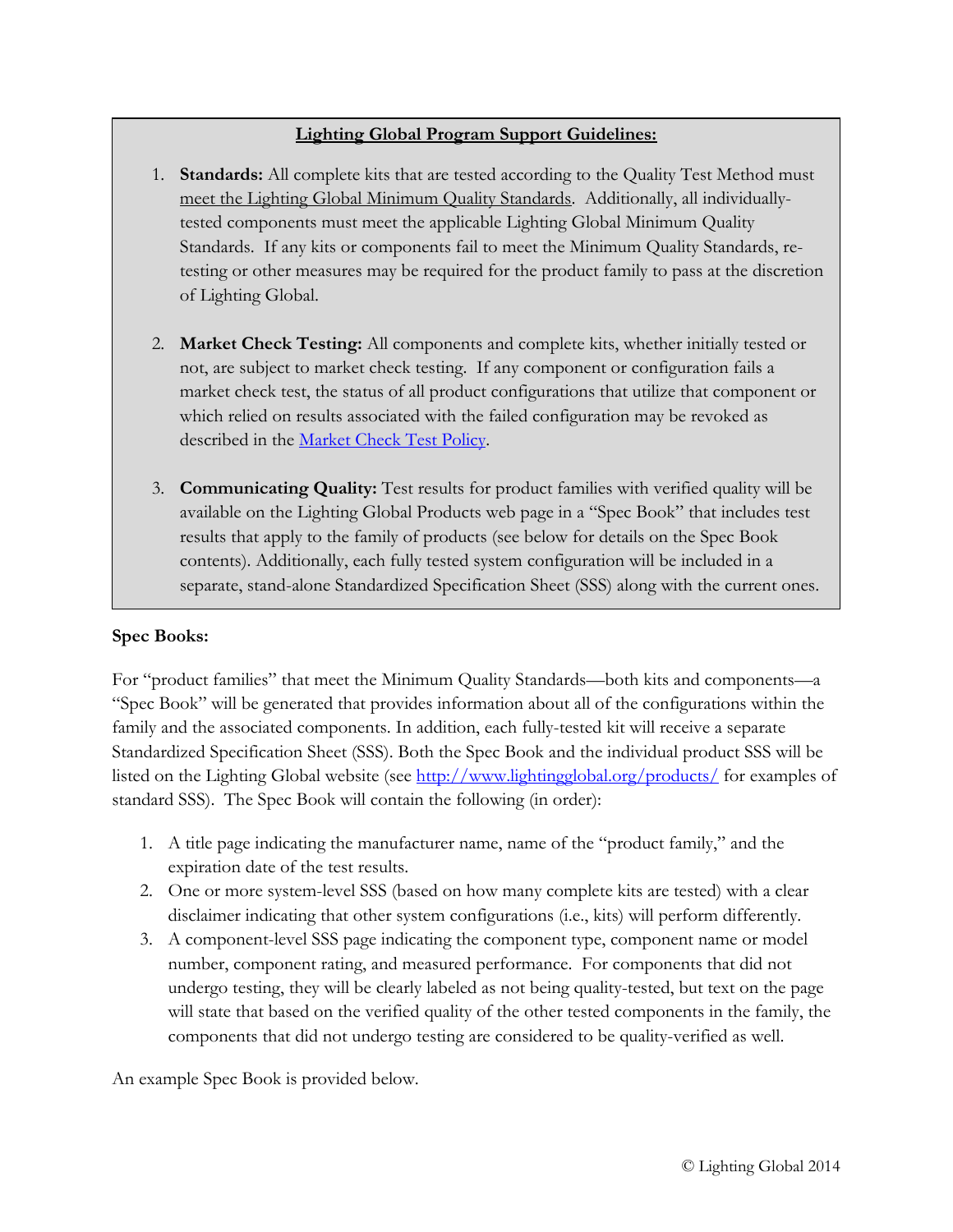**<u>Lighting Global Program Support Guidelines:</u>**

1. **Standards:** All complete kits that are tested according to the Quality Test Method must <u>meet the Lighting Global Minimum Quality Standards</u>. Additionally, all individually-tested components must meet the applicable Lighting Global Minimum Quality Standards. If any kits or components fail to meet the Minimum Quality Standards, re-testing or other measures may be required for the product family to pass at the discretion of Lighting Global.

2. **Market Check Testing:** All components and complete kits, whether initially tested or not, are subject to market check testing. If any component or configuration fails a market check test, the status of all product configurations that utilize that component or which relied on results associated with the failed configuration may be revoked as described in the Market Check Test Policy.

3. **Communicating Quality:** Test results for product families with verified quality will be available on the Lighting Global Products web page in a "Spec Book" that includes test results that apply to the family of products (see below for details on the Spec Book contents). Additionally, each fully tested system configuration will be included in a separate, stand-alone Standardized Specification Sheet (SSS) along with the current ones.

**Spec Books:**

For "product families" that meet the Minimum Quality Standards—both kits and components—a "Spec Book" will be generated that provides information about all of the configurations within the family and the associated components. In addition, each fully-tested kit will receive a separate Standardized Specification Sheet (SSS). Both the Spec Book and the individual product SSS will be listed on the Lighting Global website (see http://www.lightingglobal.org/products/ for examples of standard SSS). The Spec Book will contain the following (in order):

1. A title page indicating the manufacturer name, name of the "product family," and the expiration date of the test results.
2. One or more system-level SSS (based on how many complete kits are tested) with a clear disclaimer indicating that other system configurations (i.e., kits) will perform differently.
3. A component-level SSS page indicating the component type, component name or model number, component rating, and measured performance. For components that did not undergo testing, they will be clearly labeled as not being quality-tested, but text on the page will state that based on the verified quality of the other tested components in the family, the components that did not undergo testing are considered to be quality-verified as well.

An example Spec Book is provided below.

© Lighting Global 2014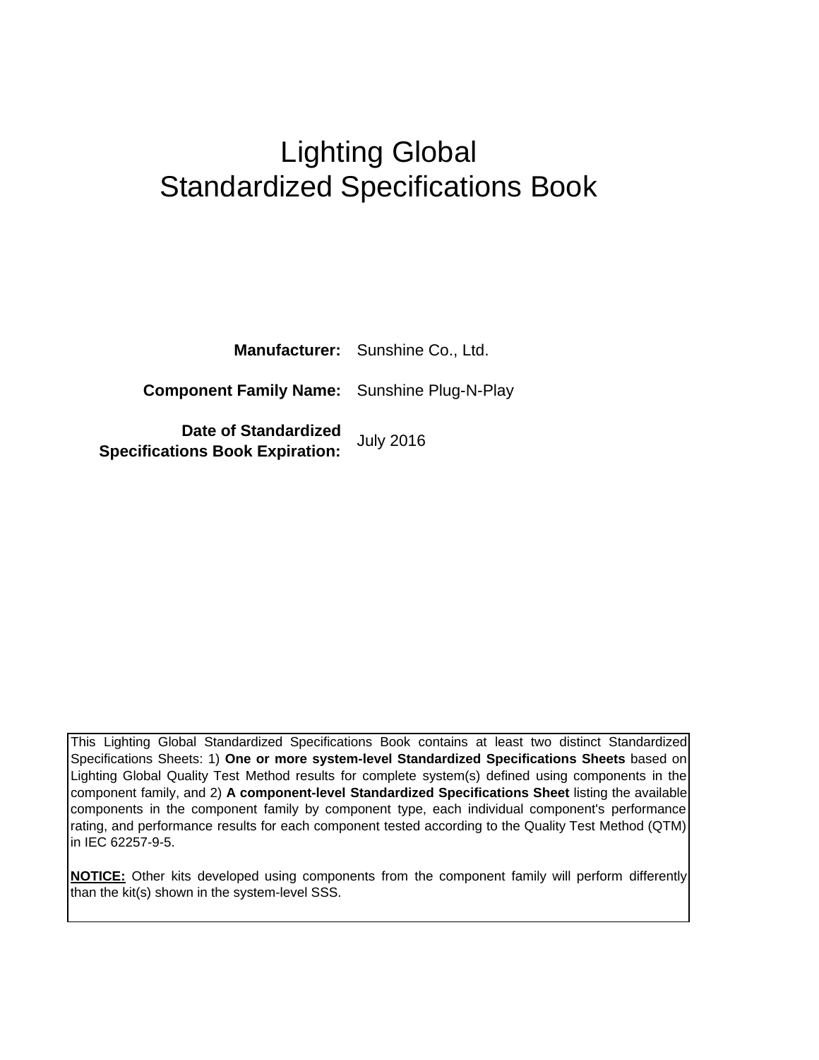# Lighting Global
# Standardized Specifications Book

**Manufacturer:** Sunshine Co., Ltd.

**Component Family Name:** Sunshine Plug-N-Play

**Date of Standardized Specifications Book Expiration:** July 2016

This Lighting Global Standardized Specifications Book contains at least two distinct Standardized Specifications Sheets: 1) **One or more system-level Standardized Specifications Sheets** based on Lighting Global Quality Test Method results for complete system(s) defined using components in the component family, and 2) **A component-level Standardized Specifications Sheet** listing the available components in the component family by component type, each individual component's performance rating, and performance results for each component tested according to the Quality Test Method (QTM) in IEC 62257-9-5.

**NOTICE:** Other kits developed using components from the component family will perform differently than the kit(s) shown in the system-level SSS.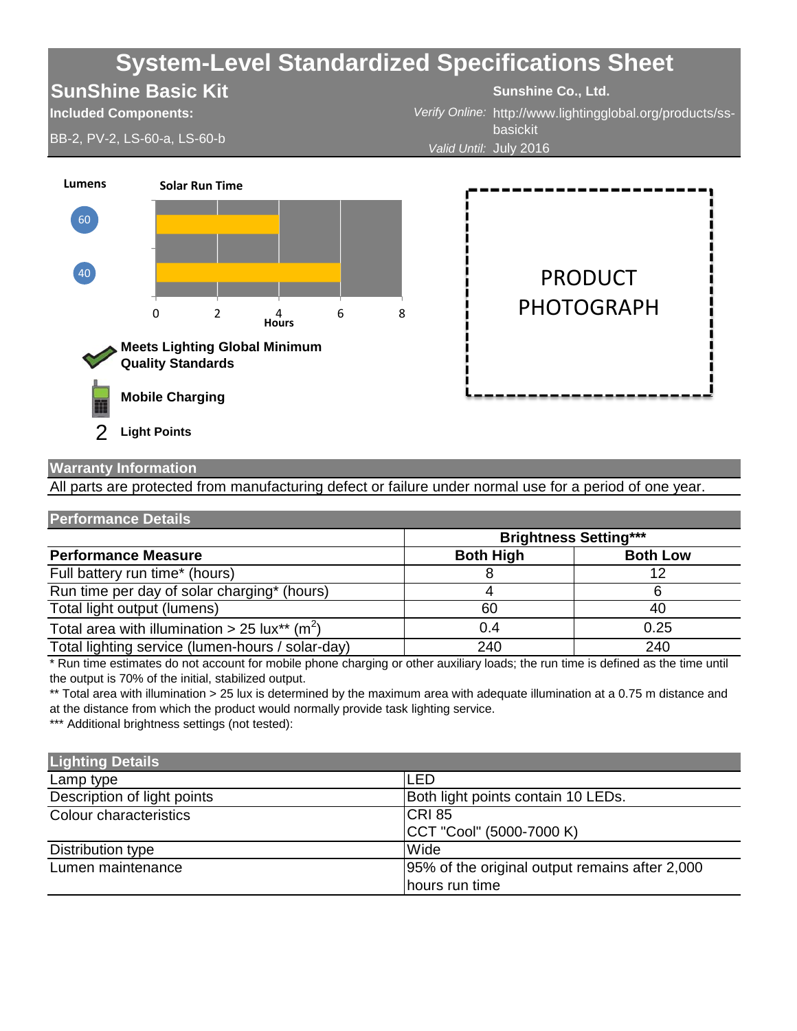# System-Level Standardized Specifications Sheet

## SunShine Basic Kit

**Sunshine Co., Ltd.**

**Included Components:**

BB-2, PV-2, LS-60-a, LS-60-b

*Verify Online:* http://www.lightingglobal.org/products/ss-basickit

*Valid Until:* July 2016

**Lumens** | **Solar Run Time**

| Lumens | Solar Run Time (Hours) |
|---|---|
| 60 | 4 |
| 40 | 6 |

PRODUCT PHOTOGRAPH

**Meets Lighting Global Minimum Quality Standards**

**Mobile Charging**

2 **Light Points**

### Warranty Information

All parts are protected from manufacturing defect or failure under normal use for a period of one year.

### Performance Details

| | Brightness Setting*** | |
|---|---|---|
| **Performance Measure** | **Both High** | **Both Low** |
| Full battery run time* (hours) | 8 | 12 |
| Run time per day of solar charging* (hours) | 4 | 6 |
| Total light output (lumens) | 60 | 40 |
| Total area with illumination > 25 lux** ($m^2$) | 0.4 | 0.25 |
| Total lighting service (lumen-hours / solar-day) | 240 | 240 |

* Run time estimates do not account for mobile phone charging or other auxiliary loads; the run time is defined as the time until the output is 70% of the initial, stabilized output.

** Total area with illumination > 25 lux is determined by the maximum area with adequate illumination at a 0.75 m distance and at the distance from which the product would normally provide task lighting service.

*** Additional brightness settings (not tested):

### Lighting Details

| | |
|---|---|
| Lamp type | LED |
| Description of light points | Both light points contain 10 LEDs. |
| Colour characteristics | CRI 85<br>CCT "Cool" (5000-7000 K) |
| Distribution type | Wide |
| Lumen maintenance | 95% of the original output remains after 2,000 hours run time |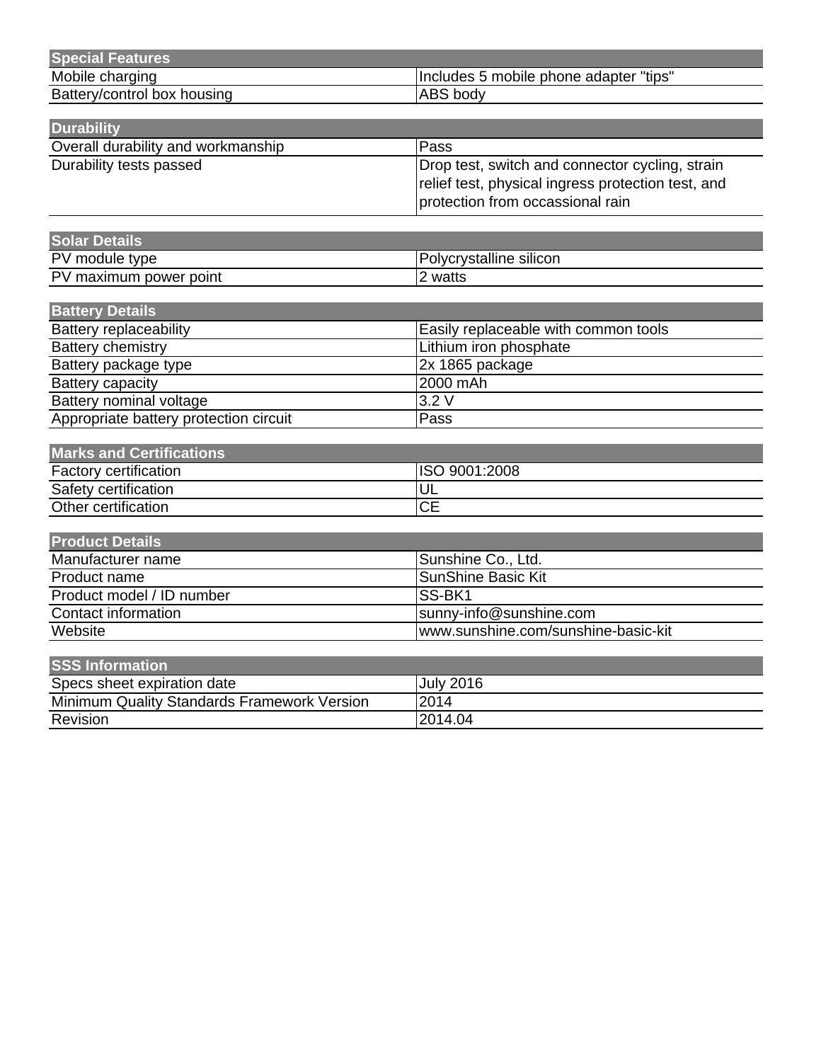| Special Features | |
|---|---|
| Mobile charging | Includes 5 mobile phone adapter "tips" |
| Battery/control box housing | ABS body |

| Durability | |
|---|---|
| Overall durability and workmanship | Pass |
| Durability tests passed | Drop test, switch and connector cycling, strain relief test, physical ingress protection test, and protection from occassional rain |

| Solar Details | |
|---|---|
| PV module type | Polycrystalline silicon |
| PV maximum power point | 2 watts |

| Battery Details | |
|---|---|
| Battery replaceability | Easily replaceable with common tools |
| Battery chemistry | Lithium iron phosphate |
| Battery package type | 2x 1865 package |
| Battery capacity | 2000 mAh |
| Battery nominal voltage | 3.2 V |
| Appropriate battery protection circuit | Pass |

| Marks and Certifications | |
|---|---|
| Factory certification | ISO 9001:2008 |
| Safety certification | UL |
| Other certification | CE |

| Product Details | |
|---|---|
| Manufacturer name | Sunshine Co., Ltd. |
| Product name | SunShine Basic Kit |
| Product model / ID number | SS-BK1 |
| Contact information | sunny-info@sunshine.com |
| Website | www.sunshine.com/sunshine-basic-kit |

| SSS Information | |
|---|---|
| Specs sheet expiration date | July 2016 |
| Minimum Quality Standards Framework Version | 2014 |
| Revision | 2014.04 |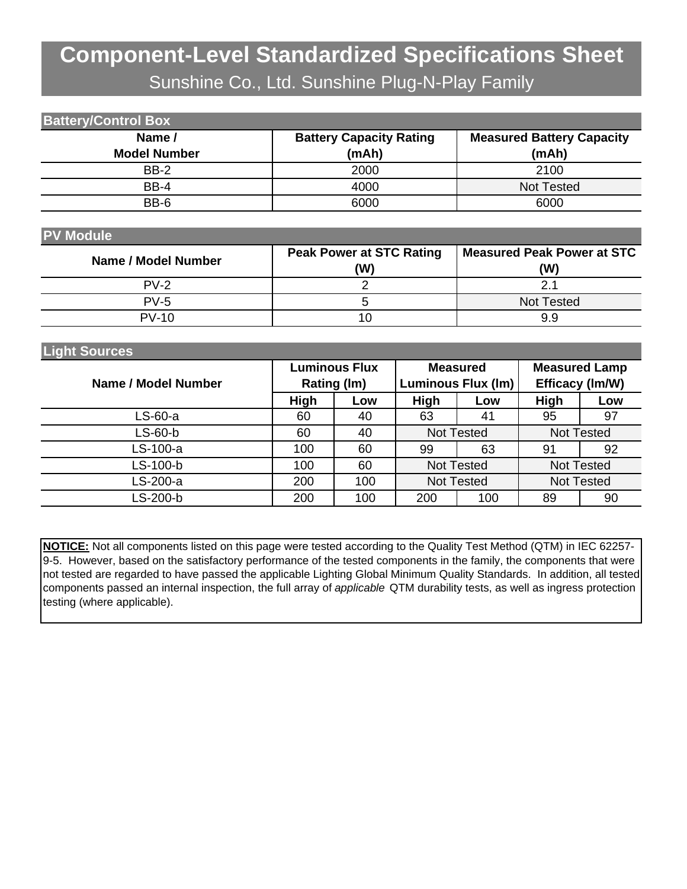# Component-Level Standardized Specifications Sheet

## Sunshine Co., Ltd. Sunshine Plug-N-Play Family

### Battery/Control Box

| Name / Model Number | Battery Capacity Rating (mAh) | Measured Battery Capacity (mAh) |
|---|---|---|
| BB-2 | 2000 | 2100 |
| BB-4 | 4000 | Not Tested |
| BB-6 | 6000 | 6000 |

### PV Module

| Name / Model Number | Peak Power at STC Rating (W) | Measured Peak Power at STC (W) |
|---|---|---|
| PV-2 | 2 | 2.1 |
| PV-5 | 5 | Not Tested |
| PV-10 | 10 | 9.9 |

### Light Sources

| Name / Model Number | Luminous Flux Rating (lm) | | Measured Luminous Flux (lm) | | Measured Lamp Efficacy (lm/W) | |
|---|---|---|---|---|---|---|
| | High | Low | High | Low | High | Low |
| LS-60-a | 60 | 40 | 63 | 41 | 95 | 97 |
| LS-60-b | 60 | 40 | Not Tested | | Not Tested | |
| LS-100-a | 100 | 60 | 99 | 63 | 91 | 92 |
| LS-100-b | 100 | 60 | Not Tested | | Not Tested | |
| LS-200-a | 200 | 100 | Not Tested | | Not Tested | |
| LS-200-b | 200 | 100 | 200 | 100 | 89 | 90 |

**NOTICE:** Not all components listed on this page were tested according to the Quality Test Method (QTM) in IEC 62257-9-5. However, based on the satisfactory performance of the tested components in the family, the components that were not tested are regarded to have passed the applicable Lighting Global Minimum Quality Standards. In addition, all tested components passed an internal inspection, the full array of *applicable* QTM durability tests, as well as ingress protection testing (where applicable).